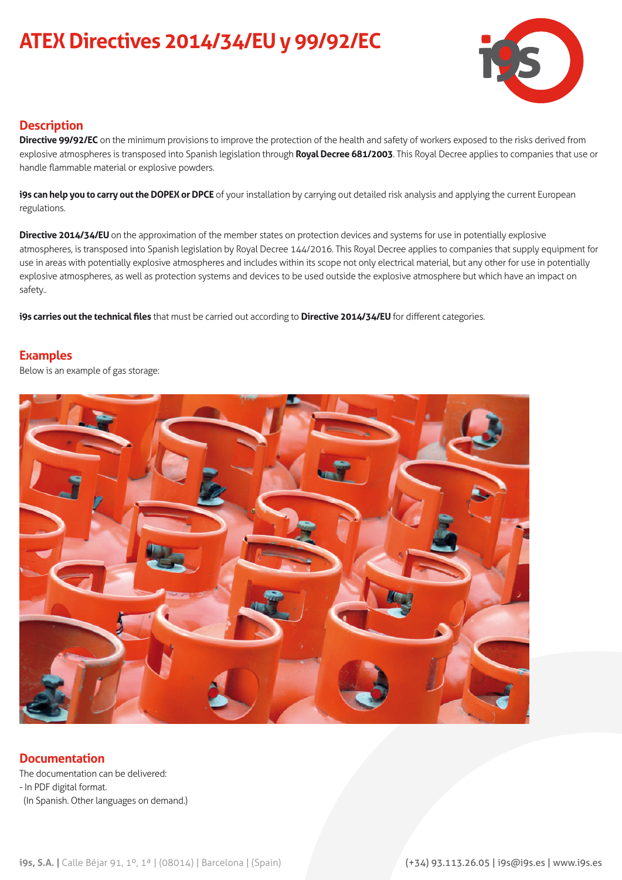# ATEX Directives 2014/34/EU y 99/92/EC

## Description

**Directive 99/92/EC** on the minimum provisions to improve the protection of the health and safety of workers exposed to the risks derived from explosive atmospheres is transposed into Spanish legislation through **Royal Decree 681/2003**. This Royal Decree applies to companies that use or handle flammable material or explosive powders.

**i9s can help you to carry out the DOPEX or DPCE** of your installation by carrying out detailed risk analysis and applying the current European regulations.

**Directive 2014/34/EU** on the approximation of the member states on protection devices and systems for use in potentially explosive atmospheres, is transposed into Spanish legislation by Royal Decree 144/2016. This Royal Decree applies to companies that supply equipment for use in areas with potentially explosive atmospheres and includes within its scope not only electrical material, but any other for use in potentially explosive atmospheres, as well as protection systems and devices to be used outside the explosive atmosphere but which have an impact on safety..

**i9s carries out the technical files** that must be carried out according to **Directive 2014/34/EU** for different categories.

## Examples

Below is an example of gas storage:

## Documentation

The documentation can be delivered:
- In PDF digital format.
 (In Spanish. Other languages on demand.)

**i9s, S.A.** | Calle Béjar 91, 1º, 1ª | (08014) | Barcelona | (Spain) (+34) 93.113.26.05 | i9s@i9s.es | www.i9s.es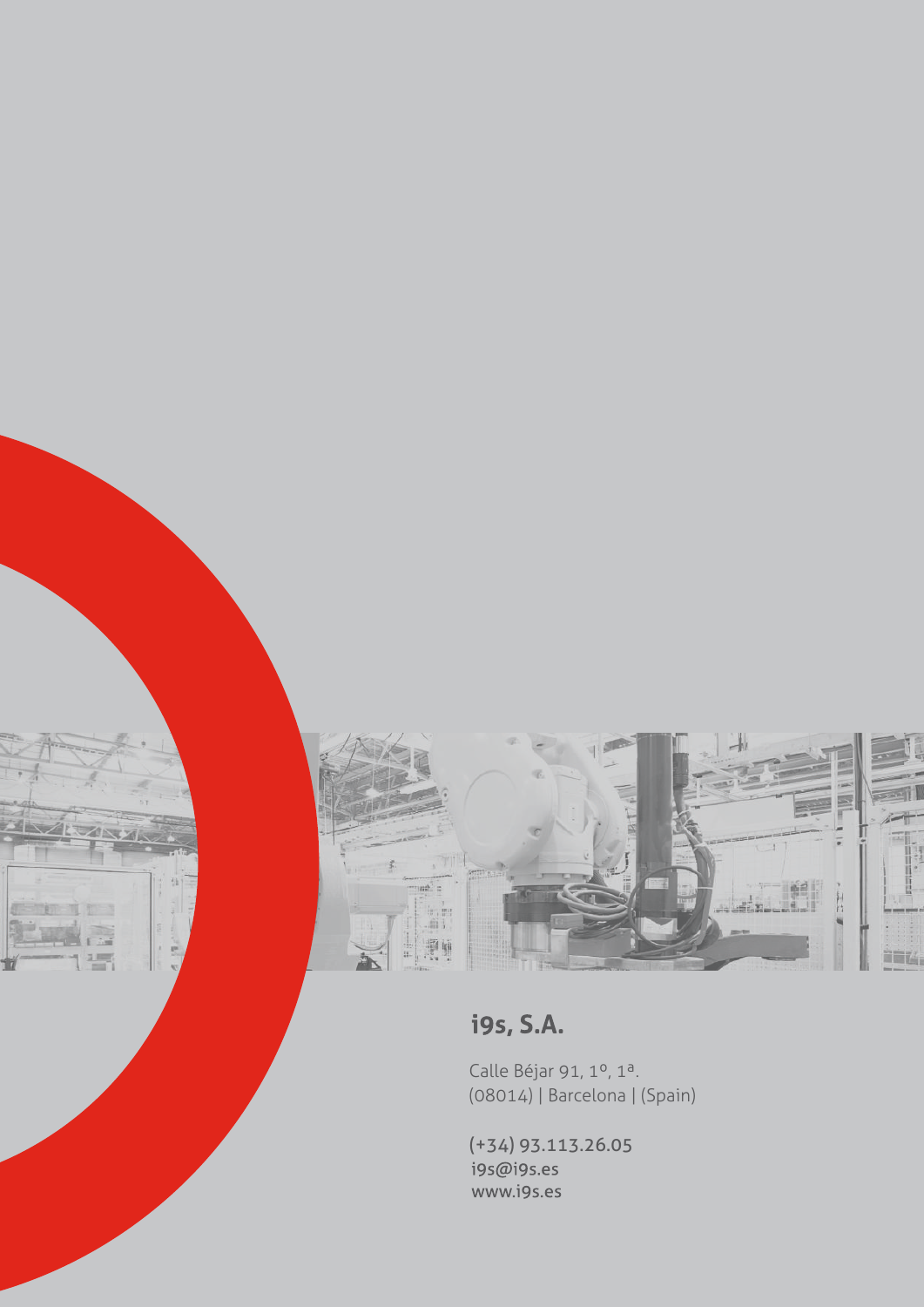**i9s, S.A.**

Calle Béjar 91, 1º, 1ª.
(08014) | Barcelona | (Spain)

(+34) 93.113.26.05
i9s@i9s.es
www.i9s.es